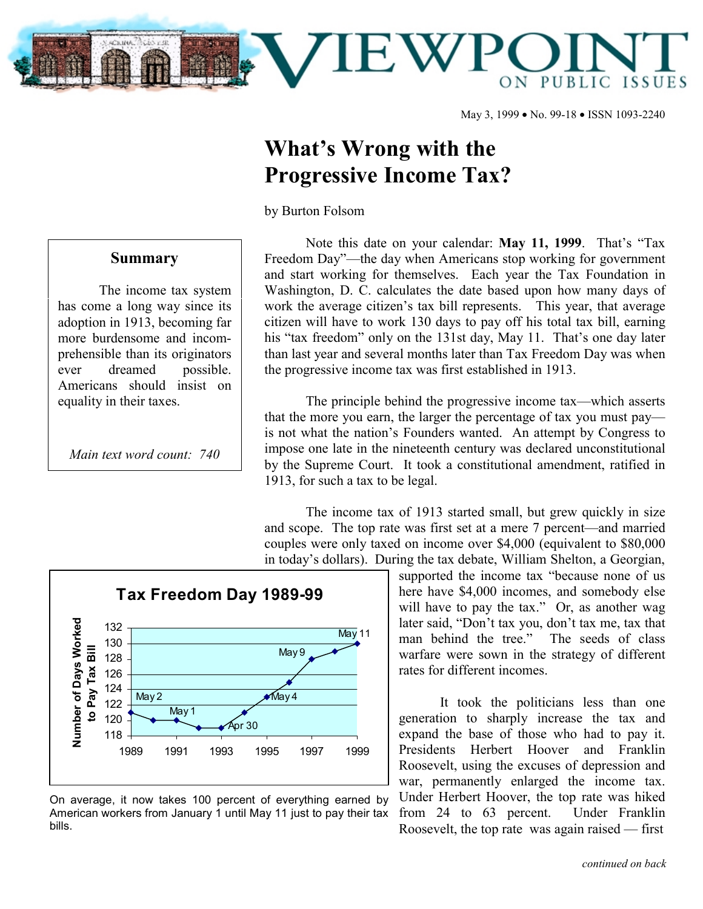# VIEWPOINT ON PUBLIC ISSUES

May 3, 1999 • No. 99-18 • ISSN 1093-2240

# What's Wrong with the Progressive Income Tax?

by Burton Folsom

## Summary

The income tax system has come a long way since its adoption in 1913, becoming far more burdensome and incomprehensible than its originators ever dreamed possible. Americans should insist on equality in their taxes.

*Main text word count: 740*

Note this date on your calendar: **May 11, 1999**. That's "Tax Freedom Day"—the day when Americans stop working for government and start working for themselves. Each year the Tax Foundation in Washington, D. C. calculates the date based upon how many days of work the average citizen's tax bill represents. This year, that average citizen will have to work 130 days to pay off his total tax bill, earning his "tax freedom" only on the 131st day, May 11. That's one day later than last year and several months later than Tax Freedom Day was when the progressive income tax was first established in 1913.

The principle behind the progressive income tax—which asserts that the more you earn, the larger the percentage of tax you must pay—is not what the nation's Founders wanted. An attempt by Congress to impose one late in the nineteenth century was declared unconstitutional by the Supreme Court. It took a constitutional amendment, ratified in 1913, for such a tax to be legal.

The income tax of 1913 started small, but grew quickly in size and scope. The top rate was first set at a mere 7 percent—and married couples were only taxed on income over $4,000 (equivalent to $80,000 in today's dollars). During the tax debate, William Shelton, a Georgian, supported the income tax "because none of us here have $4,000 incomes, and somebody else will have to pay the tax." Or, as another wag later said, "Don't tax you, don't tax me, tax that man behind the tree." The seeds of class warfare were sown in the strategy of different rates for different incomes.

**Tax Freedom Day 1989-99**

| Year | Number of Days Worked to Pay Tax Bill | Label |
|---|---|---|
| 1989 | 121 | May 2 |
| 1990 | 120 | |
| 1991 | 120 | May 1 |
| 1992 | 119 | |
| 1993 | 119 | Apr 30 |
| 1994 | 121 | |
| 1995 | 123 | May 4 |
| 1996 | 125 | |
| 1997 | 128 | May 9 |
| 1998 | 129 | |
| 1999 | 130 | May 11 |

On average, it now takes 100 percent of everything earned by American workers from January 1 until May 11 just to pay their tax bills.

It took the politicians less than one generation to sharply increase the tax and expand the base of those who had to pay it. Presidents Herbert Hoover and Franklin Roosevelt, using the excuses of depression and war, permanently enlarged the income tax. Under Herbert Hoover, the top rate was hiked from 24 to 63 percent. Under Franklin Roosevelt, the top rate was again raised — first

*continued on back*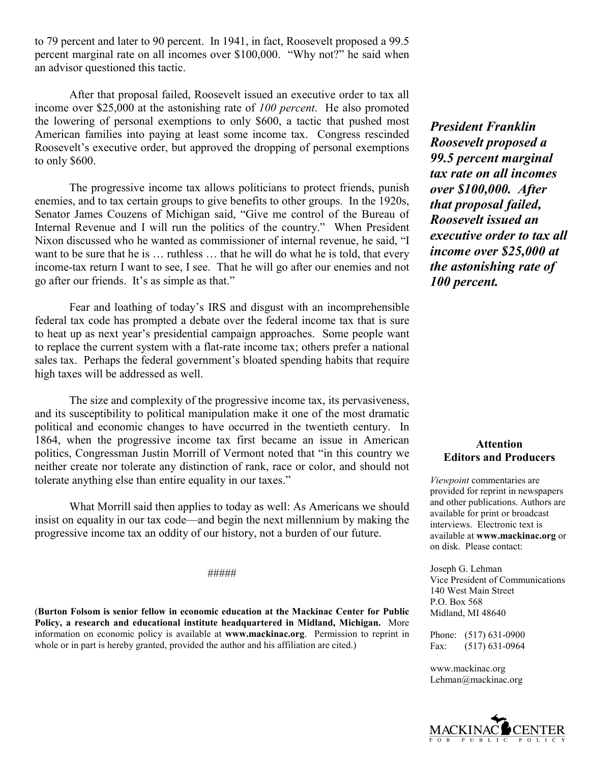to 79 percent and later to 90 percent. In 1941, in fact, Roosevelt proposed a 99.5 percent marginal rate on all incomes over $100,000. "Why not?" he said when an advisor questioned this tactic.

After that proposal failed, Roosevelt issued an executive order to tax all income over $25,000 at the astonishing rate of *100 percent*. He also promoted the lowering of personal exemptions to only $600, a tactic that pushed most American families into paying at least some income tax. Congress rescinded Roosevelt's executive order, but approved the dropping of personal exemptions to only $600.

***President Franklin Roosevelt proposed a 99.5 percent marginal tax rate on all incomes over $100,000. After that proposal failed, Roosevelt issued an executive order to tax all income over $25,000 at the astonishing rate of 100 percent.***

The progressive income tax allows politicians to protect friends, punish enemies, and to tax certain groups to give benefits to other groups. In the 1920s, Senator James Couzens of Michigan said, "Give me control of the Bureau of Internal Revenue and I will run the politics of the country." When President Nixon discussed who he wanted as commissioner of internal revenue, he said, "I want to be sure that he is … ruthless … that he will do what he is told, that every income-tax return I want to see, I see. That he will go after our enemies and not go after our friends. It's as simple as that."

Fear and loathing of today's IRS and disgust with an incomprehensible federal tax code has prompted a debate over the federal income tax that is sure to heat up as next year's presidential campaign approaches. Some people want to replace the current system with a flat-rate income tax; others prefer a national sales tax. Perhaps the federal government's bloated spending habits that require high taxes will be addressed as well.

The size and complexity of the progressive income tax, its pervasiveness, and its susceptibility to political manipulation make it one of the most dramatic political and economic changes to have occurred in the twentieth century. In 1864, when the progressive income tax first became an issue in American politics, Congressman Justin Morrill of Vermont noted that "in this country we neither create nor tolerate any distinction of rank, race or color, and should not tolerate anything else than entire equality in our taxes."

What Morrill said then applies to today as well: As Americans we should insist on equality in our tax code—and begin the next millennium by making the progressive income tax an oddity of our history, not a burden of our future.

#####

(**Burton Folsom is senior fellow in economic education at the Mackinac Center for Public Policy, a research and educational institute headquartered in Midland, Michigan.** More information on economic policy is available at **www.mackinac.org**. Permission to reprint in whole or in part is hereby granted, provided the author and his affiliation are cited.)

**Attention Editors and Producers**

*Viewpoint* commentaries are provided for reprint in newspapers and other publications. Authors are available for print or broadcast interviews. Electronic text is available at **www.mackinac.org** or on disk. Please contact:

Joseph G. Lehman
Vice President of Communications
140 West Main Street
P.O. Box 568
Midland, MI 48640

Phone: (517) 631-0900
Fax: (517) 631-0964

www.mackinac.org
Lehman@mackinac.org

MACKINAC CENTER FOR PUBLIC POLICY